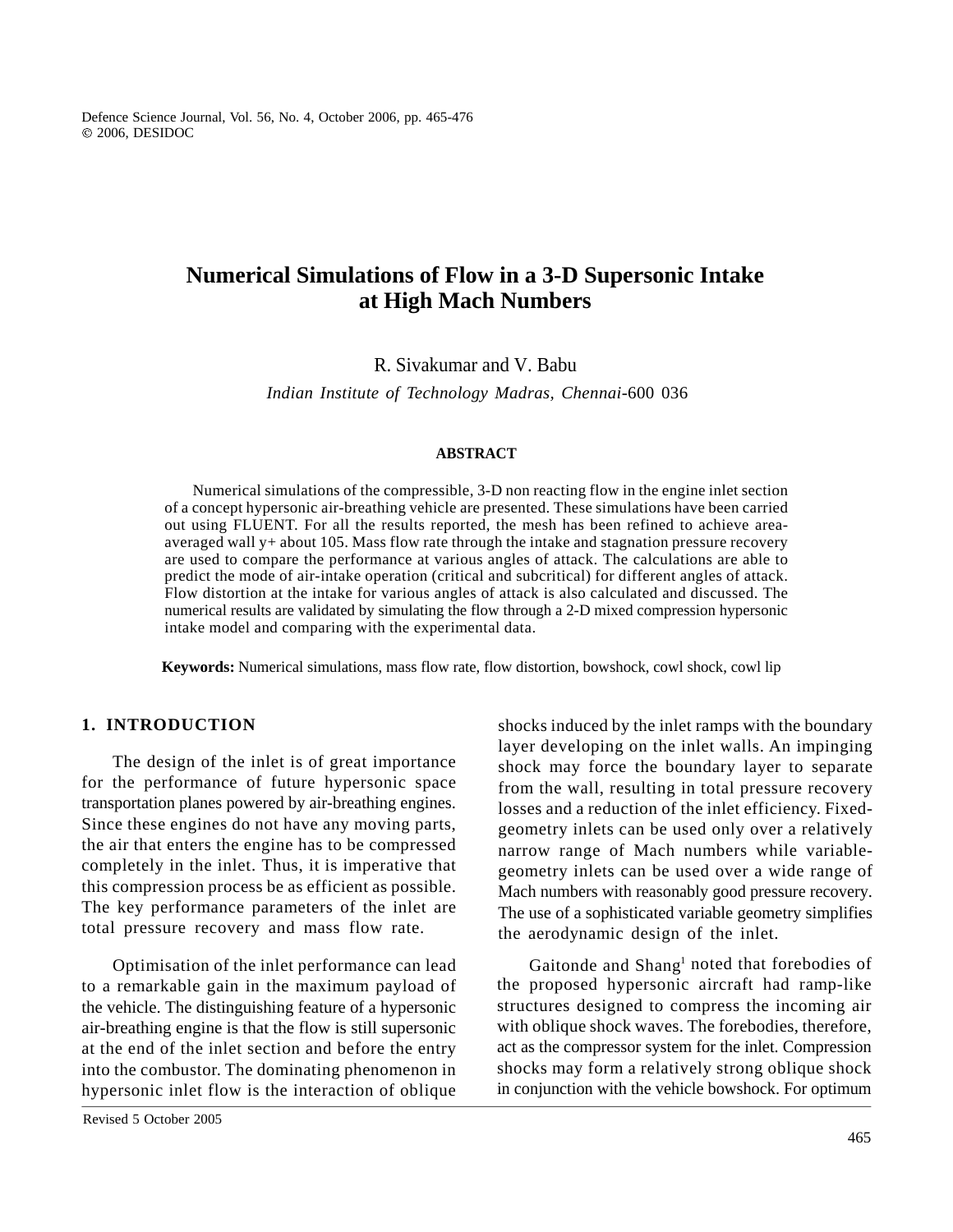# Numerical Simulations of Flow in a 3-D Supersonic Intake at High Mach Numbers

R. Sivakumar and V. Babu

*Indian Institute of Technology Madras, Chennai*-600 036

## ABSTRACT

Numerical simulations of the compressible, 3-D non reacting flow in the engine inlet section of a concept hypersonic air-breathing vehicle are presented. These simulations have been carried out using FLUENT. For all the results reported, the mesh has been refined to achieve area-averaged wall y+ about 105. Mass flow rate through the intake and stagnation pressure recovery are used to compare the performance at various angles of attack. The calculations are able to predict the mode of air-intake operation (critical and subcritical) for different angles of attack. Flow distortion at the intake for various angles of attack is also calculated and discussed. The numerical results are validated by simulating the flow through a 2-D mixed compression hypersonic intake model and comparing with the experimental data.

**Keywords:** Numerical simulations, mass flow rate, flow distortion, bowshock, cowl shock, cowl lip

## 1. INTRODUCTION

The design of the inlet is of great importance for the performance of future hypersonic space transportation planes powered by air-breathing engines. Since these engines do not have any moving parts, the air that enters the engine has to be compressed completely in the inlet. Thus, it is imperative that this compression process be as efficient as possible. The key performance parameters of the inlet are total pressure recovery and mass flow rate.

Optimisation of the inlet performance can lead to a remarkable gain in the maximum payload of the vehicle. The distinguishing feature of a hypersonic air-breathing engine is that the flow is still supersonic at the end of the inlet section and before the entry into the combustor. The dominating phenomenon in hypersonic inlet flow is the interaction of oblique shocks induced by the inlet ramps with the boundary layer developing on the inlet walls. An impinging shock may force the boundary layer to separate from the wall, resulting in total pressure recovery losses and a reduction of the inlet efficiency. Fixed-geometry inlets can be used only over a relatively narrow range of Mach numbers while variable-geometry inlets can be used over a wide range of Mach numbers with reasonably good pressure recovery. The use of a sophisticated variable geometry simplifies the aerodynamic design of the inlet.

Gaitonde and Shang[1] noted that forebodies of the proposed hypersonic aircraft had ramp-like structures designed to compress the incoming air with oblique shock waves. The forebodies, therefore, act as the compressor system for the inlet. Compression shocks may form a relatively strong oblique shock in conjunction with the vehicle bowshock. For optimum

Revised 5 October 2005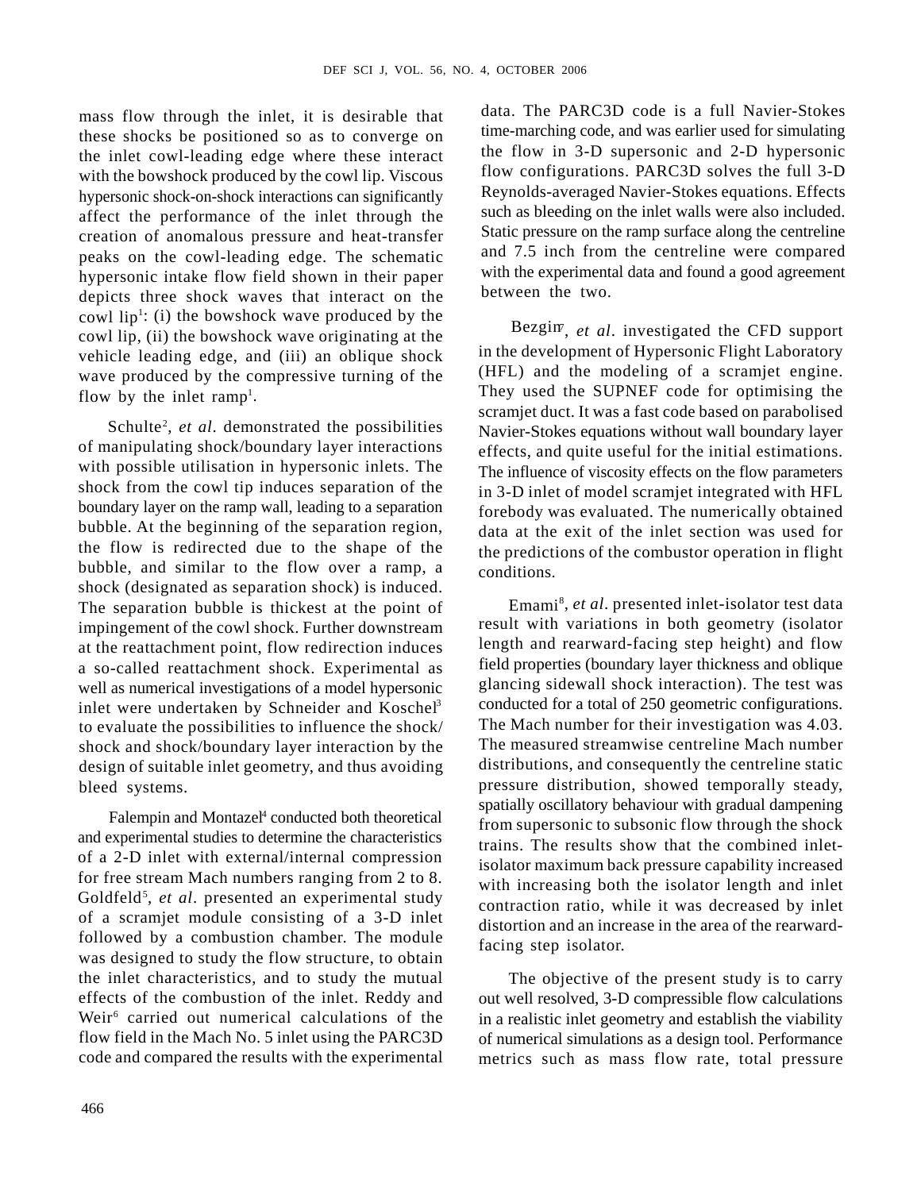mass flow through the inlet, it is desirable that these shocks be positioned so as to converge on the inlet cowl-leading edge where these interact with the bowshock produced by the cowl lip. Viscous hypersonic shock-on-shock interactions can significantly affect the performance of the inlet through the creation of anomalous pressure and heat-transfer peaks on the cowl-leading edge. The schematic hypersonic intake flow field shown in their paper depicts three shock waves that interact on the cowl lip[1]: (i) the bowshock wave produced by the cowl lip, (ii) the bowshock wave originating at the vehicle leading edge, and (iii) an oblique shock wave produced by the compressive turning of the flow by the inlet ramp[1].

Schulte[2], *et al*. demonstrated the possibilities of manipulating shock/boundary layer interactions with possible utilisation in hypersonic inlets. The shock from the cowl tip induces separation of the boundary layer on the ramp wall, leading to a separation bubble. At the beginning of the separation region, the flow is redirected due to the shape of the bubble, and similar to the flow over a ramp, a shock (designated as separation shock) is induced. The separation bubble is thickest at the point of impingement of the cowl shock. Further downstream at the reattachment point, flow redirection induces a so-called reattachment shock. Experimental as well as numerical investigations of a model hypersonic inlet were undertaken by Schneider and Koschel[3] to evaluate the possibilities to influence the shock/shock and shock/boundary layer interaction by the design of suitable inlet geometry, and thus avoiding bleed systems.

Falempin and Montazel[4] conducted both theoretical and experimental studies to determine the characteristics of a 2-D inlet with external/internal compression for free stream Mach numbers ranging from 2 to 8. Goldfeld[5], *et al*. presented an experimental study of a scramjet module consisting of a 3-D inlet followed by a combustion chamber. The module was designed to study the flow structure, to obtain the inlet characteristics, and to study the mutual effects of the combustion of the inlet. Reddy and Weir[6] carried out numerical calculations of the flow field in the Mach No. 5 inlet using the PARC3D code and compared the results with the experimental data. The PARC3D code is a full Navier-Stokes time-marching code, and was earlier used for simulating the flow in 3-D supersonic and 2-D hypersonic flow configurations. PARC3D solves the full 3-D Reynolds-averaged Navier-Stokes equations. Effects such as bleeding on the inlet walls were also included. Static pressure on the ramp surface along the centreline and 7.5 inch from the centreline were compared with the experimental data and found a good agreement between the two.

Bezgin[7], *et al*. investigated the CFD support in the development of Hypersonic Flight Laboratory (HFL) and the modeling of a scramjet engine. They used the SUPNEF code for optimising the scramjet duct. It was a fast code based on parabolised Navier-Stokes equations without wall boundary layer effects, and quite useful for the initial estimations. The influence of viscosity effects on the flow parameters in 3-D inlet of model scramjet integrated with HFL forebody was evaluated. The numerically obtained data at the exit of the inlet section was used for the predictions of the combustor operation in flight conditions.

Emami[8], *et al*. presented inlet-isolator test data result with variations in both geometry (isolator length and rearward-facing step height) and flow field properties (boundary layer thickness and oblique glancing sidewall shock interaction). The test was conducted for a total of 250 geometric configurations. The Mach number for their investigation was 4.03. The measured streamwise centreline Mach number distributions, and consequently the centreline static pressure distribution, showed temporally steady, spatially oscillatory behaviour with gradual dampening from supersonic to subsonic flow through the shock trains. The results show that the combined inlet-isolator maximum back pressure capability increased with increasing both the isolator length and inlet contraction ratio, while it was decreased by inlet distortion and an increase in the area of the rearward-facing step isolator.

The objective of the present study is to carry out well resolved, 3-D compressible flow calculations in a realistic inlet geometry and establish the viability of numerical simulations as a design tool. Performance metrics such as mass flow rate, total pressure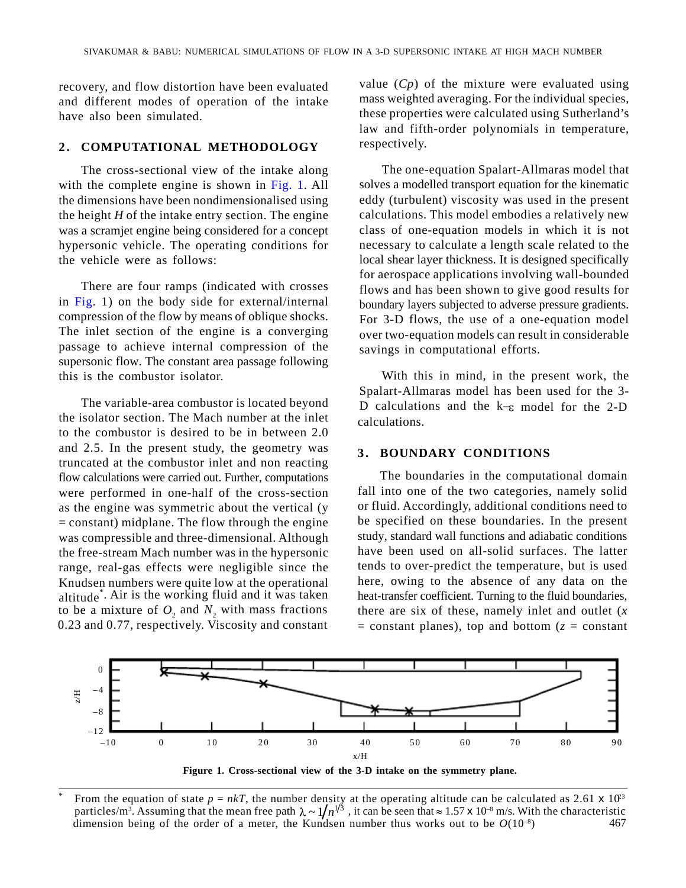recovery, and flow distortion have been evaluated and different modes of operation of the intake have also been simulated.

## 2. COMPUTATIONAL METHODOLOGY

The cross-sectional view of the intake along with the complete engine is shown in Fig. 1. All the dimensions have been nondimensionalised using the height $H$ of the intake entry section. The engine was a scramjet engine being considered for a concept hypersonic vehicle. The operating conditions for the vehicle were as follows:

There are four ramps (indicated with crosses in Fig. 1) on the body side for external/internal compression of the flow by means of oblique shocks. The inlet section of the engine is a converging passage to achieve internal compression of the supersonic flow. The constant area passage following this is the combustor isolator.

The variable-area combustor is located beyond the isolator section. The Mach number at the inlet to the combustor is desired to be in between 2.0 and 2.5. In the present study, the geometry was truncated at the combustor inlet and non reacting flow calculations were carried out. Further, computations were performed in one-half of the cross-section as the engine was symmetric about the vertical ($y$ = constant) midplane. The flow through the engine was compressible and three-dimensional. Although the free-stream Mach number was in the hypersonic range, real-gas effects were negligible since the Knudsen numbers were quite low at the operational altitude*. Air is the working fluid and it was taken to be a mixture of $O_2$ and $N_2$ with mass fractions 0.23 and 0.77, respectively. Viscosity and constant value ($Cp$) of the mixture were evaluated using mass weighted averaging. For the individual species, these properties were calculated using Sutherland's law and fifth-order polynomials in temperature, respectively.

The one-equation Spalart-Allmaras model that solves a modelled transport equation for the kinematic eddy (turbulent) viscosity was used in the present calculations. This model embodies a relatively new class of one-equation models in which it is not necessary to calculate a length scale related to the local shear layer thickness. It is designed specifically for aerospace applications involving wall-bounded flows and has been shown to give good results for boundary layers subjected to adverse pressure gradients. For 3-D flows, the use of a one-equation model over two-equation models can result in considerable savings in computational efforts.

With this in mind, in the present work, the Spalart-Allmaras model has been used for the 3-D calculations and the $k$–$\varepsilon$ model for the 2-D calculations.

## 3. BOUNDARY CONDITIONS

The boundaries in the computational domain fall into one of the two categories, namely solid or fluid. Accordingly, additional conditions need to be specified on these boundaries. In the present study, standard wall functions and adiabatic conditions have been used on all-solid surfaces. The latter tends to over-predict the temperature, but is used here, owing to the absence of any data on the heat-transfer coefficient. Turning to the fluid boundaries, there are six of these, namely inlet and outlet ($x$ = constant planes), top and bottom ($z$ = constant

**Figure 1. Cross-sectional view of the 3-D intake on the symmetry plane.**

---

\* From the equation of state $p = nkT$, the number density at the operating altitude can be calculated as $2.61 \times 10^{23}$ particles/m$^3$. Assuming that the mean free path $\lambda \sim 1/n^{1/3}$, it can be seen that $\approx 1.57 \times 10^{-8}$ m/s. With the characteristic dimension being of the order of a meter, the Kundsen number thus works out to be $O(10^{-8})$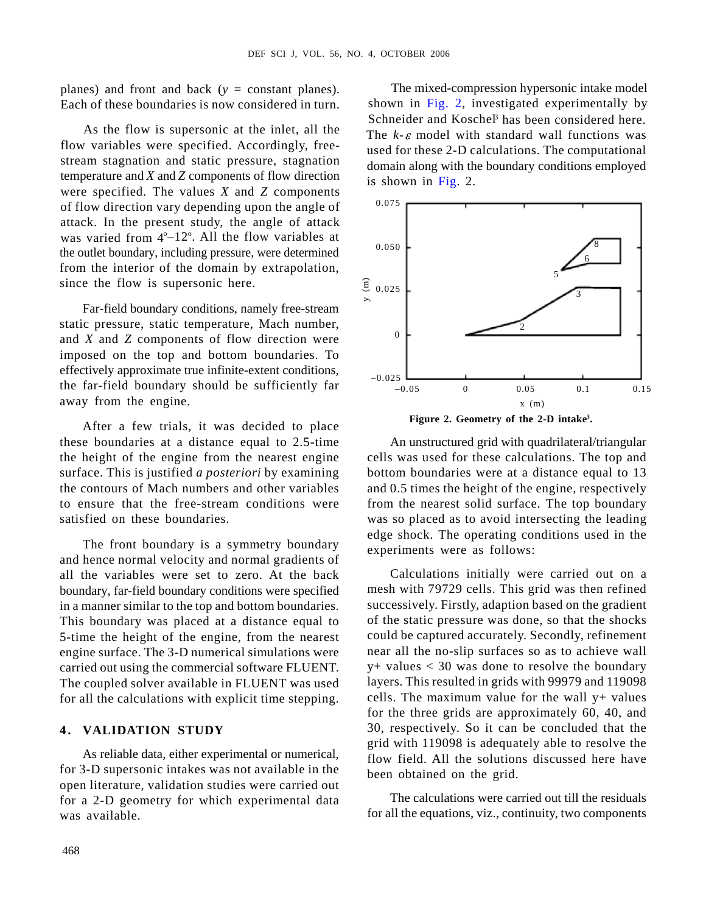planes) and front and back ($y$ = constant planes). Each of these boundaries is now considered in turn.

As the flow is supersonic at the inlet, all the flow variables were specified. Accordingly, free-stream stagnation and static pressure, stagnation temperature and $X$ and $Z$ components of flow direction were specified. The values $X$ and $Z$ components of flow direction vary depending upon the angle of attack. In the present study, the angle of attack was varied from $4^{o}$–$12^{o}$. All the flow variables at the outlet boundary, including pressure, were determined from the interior of the domain by extrapolation, since the flow is supersonic here.

Far-field boundary conditions, namely free-stream static pressure, static temperature, Mach number, and $X$ and $Z$ components of flow direction were imposed on the top and bottom boundaries. To effectively approximate true infinite-extent conditions, the far-field boundary should be sufficiently far away from the engine.

After a few trials, it was decided to place these boundaries at a distance equal to 2.5-time the height of the engine from the nearest engine surface. This is justified *a posteriori* by examining the contours of Mach numbers and other variables to ensure that the free-stream conditions were satisfied on these boundaries.

The front boundary is a symmetry boundary and hence normal velocity and normal gradients of all the variables were set to zero. At the back boundary, far-field boundary conditions were specified in a manner similar to the top and bottom boundaries. This boundary was placed at a distance equal to 5-time the height of the engine, from the nearest engine surface. The 3-D numerical simulations were carried out using the commercial software FLUENT. The coupled solver available in FLUENT was used for all the calculations with explicit time stepping.

## 4. VALIDATION STUDY

As reliable data, either experimental or numerical, for 3-D supersonic intakes was not available in the open literature, validation studies were carried out for a 2-D geometry for which experimental data was available.

The mixed-compression hypersonic intake model shown in Fig. 2, investigated experimentally by Schneider and Koschel[3] has been considered here. The $k$-$\varepsilon$ model with standard wall functions was used for these 2-D calculations. The computational domain along with the boundary conditions employed is shown in Fig. 2.

**Figure 2. Geometry of the 2-D intake[3].**

An unstructured grid with quadrilateral/triangular cells was used for these calculations. The top and bottom boundaries were at a distance equal to 13 and 0.5 times the height of the engine, respectively from the nearest solid surface. The top boundary was so placed as to avoid intersecting the leading edge shock. The operating conditions used in the experiments were as follows:

Calculations initially were carried out on a mesh with 79729 cells. This grid was then refined successively. Firstly, adaption based on the gradient of the static pressure was done, so that the shocks could be captured accurately. Secondly, refinement near all the no-slip surfaces so as to achieve wall y+ values < 30 was done to resolve the boundary layers. This resulted in grids with 99979 and 119098 cells. The maximum value for the wall y+ values for the three grids are approximately 60, 40, and 30, respectively. So it can be concluded that the grid with 119098 is adequately able to resolve the flow field. All the solutions discussed here have been obtained on the grid.

The calculations were carried out till the residuals for all the equations, viz., continuity, two components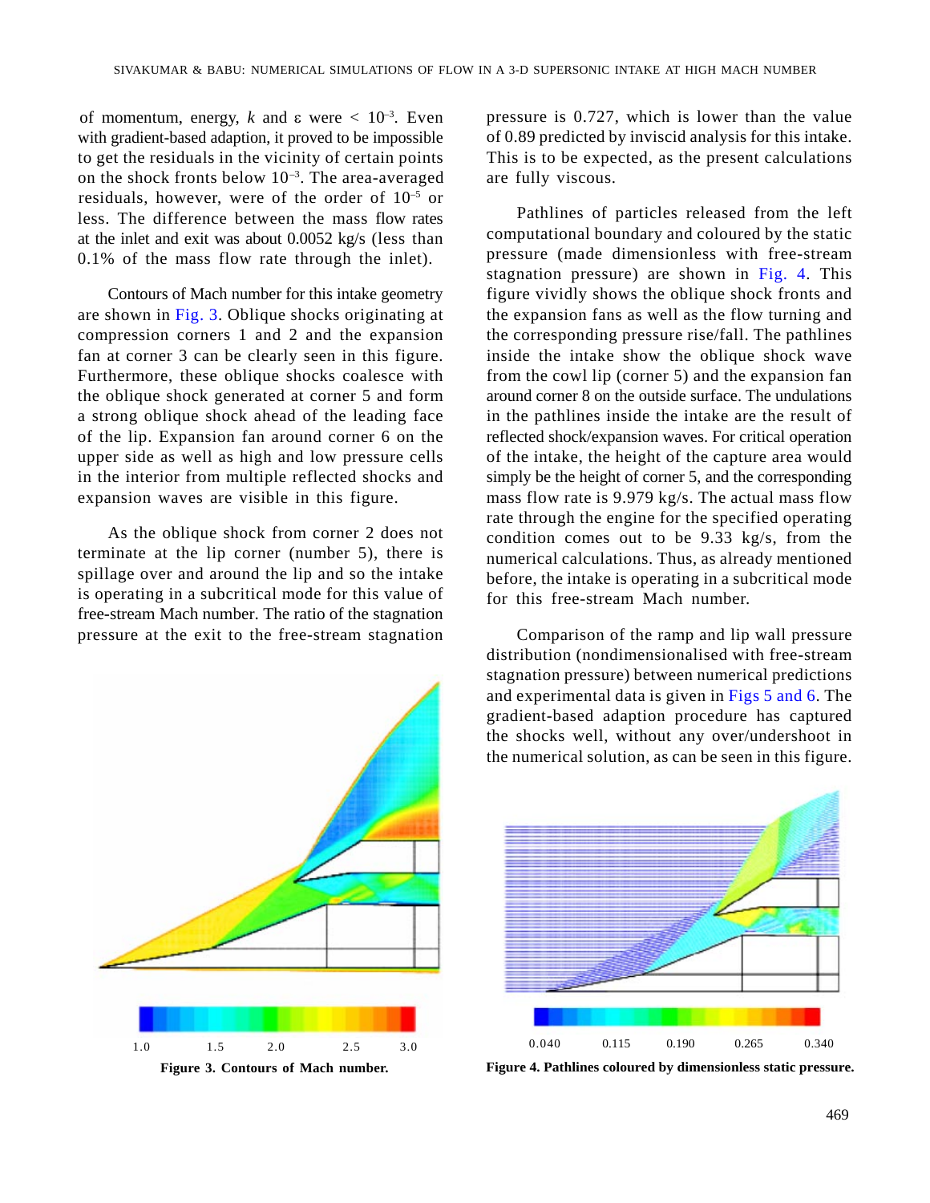of momentum, energy, $k$ and $\varepsilon$ were $< 10^{-3}$. Even with gradient-based adaption, it proved to be impossible to get the residuals in the vicinity of certain points on the shock fronts below $10^{-3}$. The area-averaged residuals, however, were of the order of $10^{-5}$ or less. The difference between the mass flow rates at the inlet and exit was about 0.0052 kg/s (less than 0.1% of the mass flow rate through the inlet).

Contours of Mach number for this intake geometry are shown in Fig. 3. Oblique shocks originating at compression corners 1 and 2 and the expansion fan at corner 3 can be clearly seen in this figure. Furthermore, these oblique shocks coalesce with the oblique shock generated at corner 5 and form a strong oblique shock ahead of the leading face of the lip. Expansion fan around corner 6 on the upper side as well as high and low pressure cells in the interior from multiple reflected shocks and expansion waves are visible in this figure.

As the oblique shock from corner 2 does not terminate at the lip corner (number 5), there is spillage over and around the lip and so the intake is operating in a subcritical mode for this value of free-stream Mach number. The ratio of the stagnation pressure at the exit to the free-stream stagnation pressure is 0.727, which is lower than the value of 0.89 predicted by inviscid analysis for this intake. This is to be expected, as the present calculations are fully viscous.

Pathlines of particles released from the left computational boundary and coloured by the static pressure (made dimensionless with free-stream stagnation pressure) are shown in Fig. 4. This figure vividly shows the oblique shock fronts and the expansion fans as well as the flow turning and the corresponding pressure rise/fall. The pathlines inside the intake show the oblique shock wave from the cowl lip (corner 5) and the expansion fan around corner 8 on the outside surface. The undulations in the pathlines inside the intake are the result of reflected shock/expansion waves. For critical operation of the intake, the height of the capture area would simply be the height of corner 5, and the corresponding mass flow rate is 9.979 kg/s. The actual mass flow rate through the engine for the specified operating condition comes out to be 9.33 kg/s, from the numerical calculations. Thus, as already mentioned before, the intake is operating in a subcritical mode for this free-stream Mach number.

Comparison of the ramp and lip wall pressure distribution (nondimensionalised with free-stream stagnation pressure) between numerical predictions and experimental data is given in Figs 5 and 6. The gradient-based adaption procedure has captured the shocks well, without any over/undershoot in the numerical solution, as can be seen in this figure.

**Figure 3. Contours of Mach number.**

**Figure 4. Pathlines coloured by dimensionless static pressure.**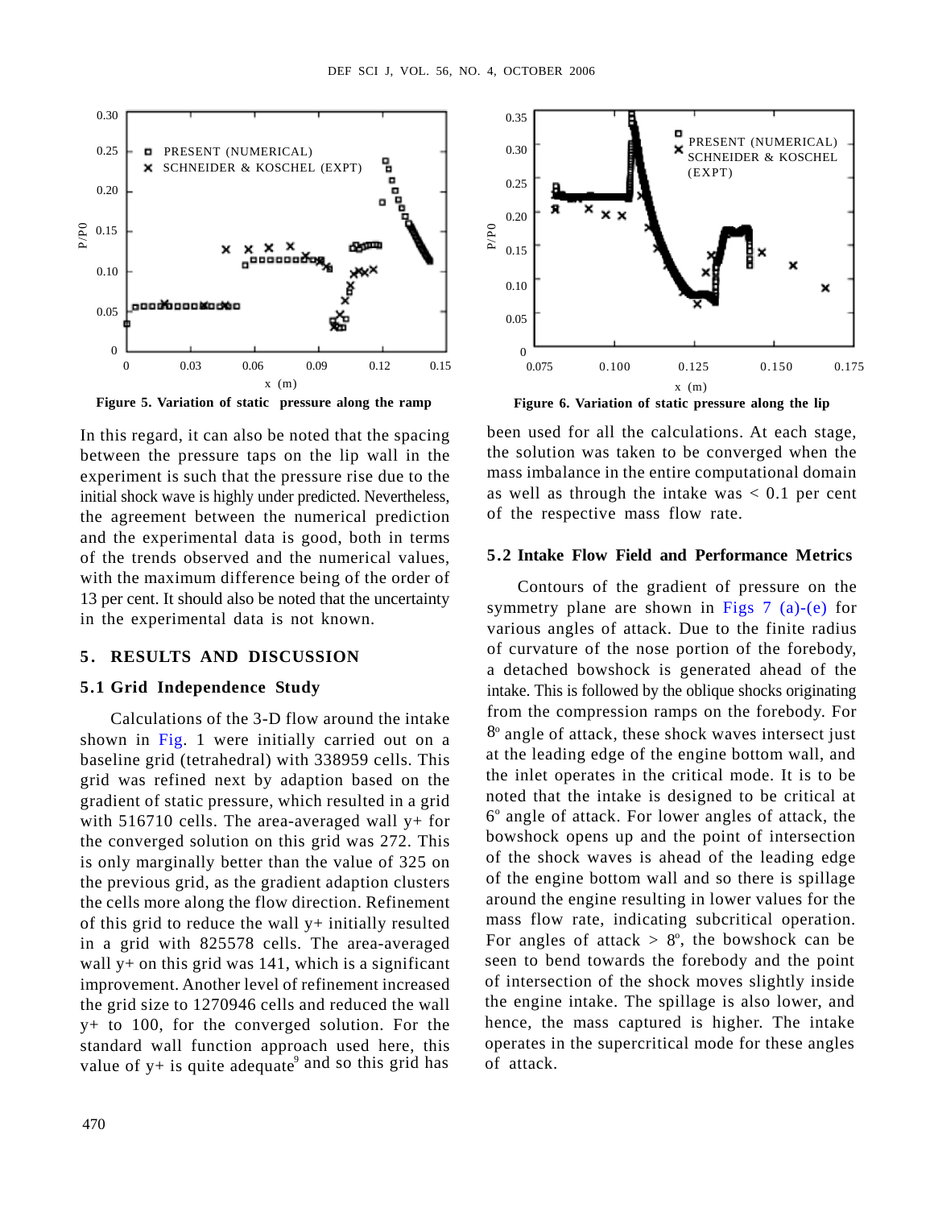Figure 5. Variation of static pressure along the ramp

Figure 6. Variation of static pressure along the lip

In this regard, it can also be noted that the spacing between the pressure taps on the lip wall in the experiment is such that the pressure rise due to the initial shock wave is highly under predicted. Nevertheless, the agreement between the numerical prediction and the experimental data is good, both in terms of the trends observed and the numerical values, with the maximum difference being of the order of 13 per cent. It should also be noted that the uncertainty in the experimental data is not known.

## 5. RESULTS AND DISCUSSION

### 5.1 Grid Independence Study

Calculations of the 3-D flow around the intake shown in Fig. 1 were initially carried out on a baseline grid (tetrahedral) with 338959 cells. This grid was refined next by adaption based on the gradient of static pressure, which resulted in a grid with 516710 cells. The area-averaged wall y+ for the converged solution on this grid was 272. This is only marginally better than the value of 325 on the previous grid, as the gradient adaption clusters the cells more along the flow direction. Refinement of this grid to reduce the wall y+ initially resulted in a grid with 825578 cells. The area-averaged wall y+ on this grid was 141, which is a significant improvement. Another level of refinement increased the grid size to 1270946 cells and reduced the wall y+ to 100, for the converged solution. For the standard wall function approach used here, this value of y+ is quite adequate[9] and so this grid has been used for all the calculations. At each stage, the solution was taken to be converged when the mass imbalance in the entire computational domain as well as through the intake was < 0.1 per cent of the respective mass flow rate.

### 5.2 Intake Flow Field and Performance Metrics

Contours of the gradient of pressure on the symmetry plane are shown in Figs 7 (a)-(e) for various angles of attack. Due to the finite radius of curvature of the nose portion of the forebody, a detached bowshock is generated ahead of the intake. This is followed by the oblique shocks originating from the compression ramps on the forebody. For $8^{o}$ angle of attack, these shock waves intersect just at the leading edge of the engine bottom wall, and the inlet operates in the critical mode. It is to be noted that the intake is designed to be critical at $6^{o}$ angle of attack. For lower angles of attack, the bowshock opens up and the point of intersection of the shock waves is ahead of the leading edge of the engine bottom wall and so there is spillage around the engine resulting in lower values for the mass flow rate, indicating subcritical operation. For angles of attack $> 8^{o}$, the bowshock can be seen to bend towards the forebody and the point of intersection of the shock moves slightly inside the engine intake. The spillage is also lower, and hence, the mass captured is higher. The intake operates in the supercritical mode for these angles of attack.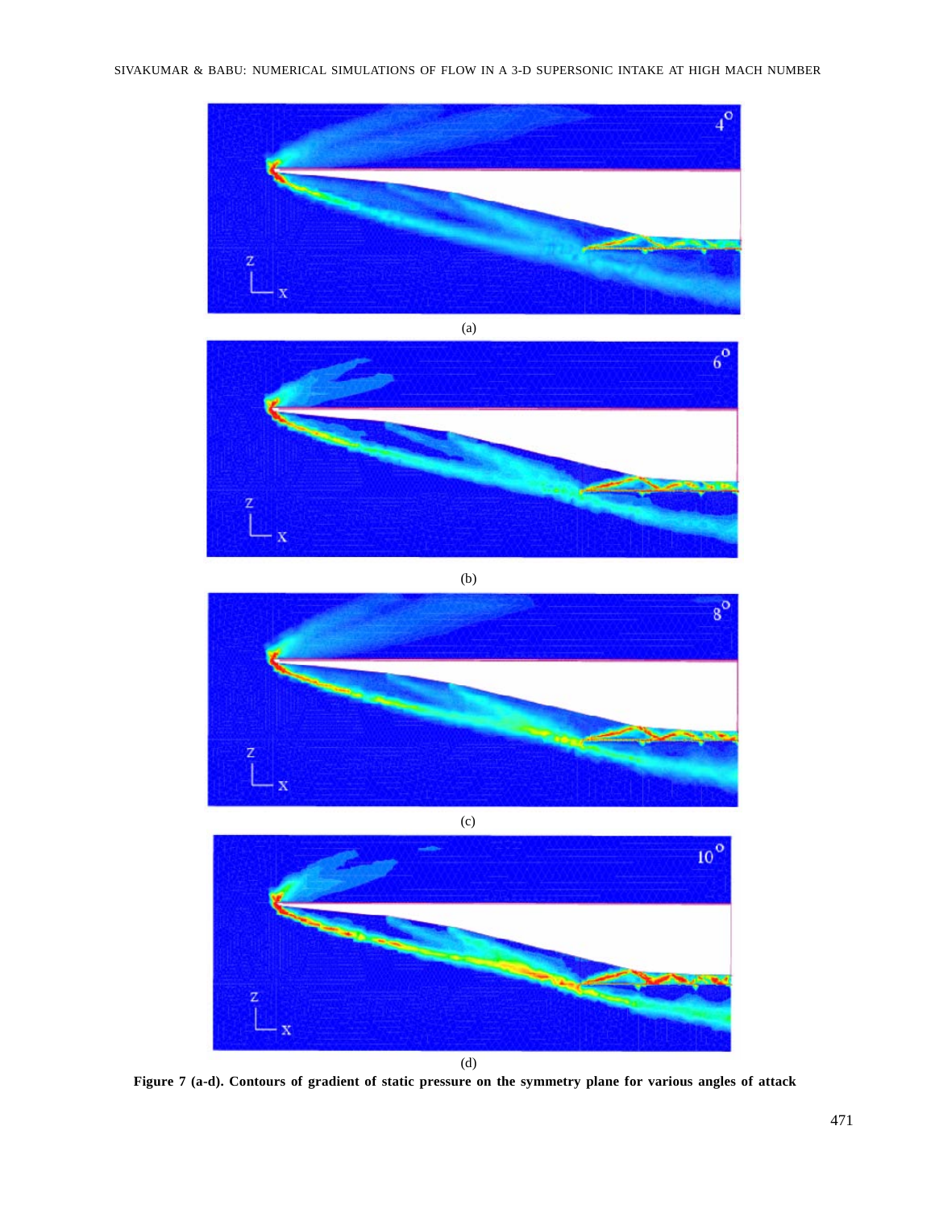(a)

(b)

(c)

(d)

**Figure 7 (a-d). Contours of gradient of static pressure on the symmetry plane for various angles of attack**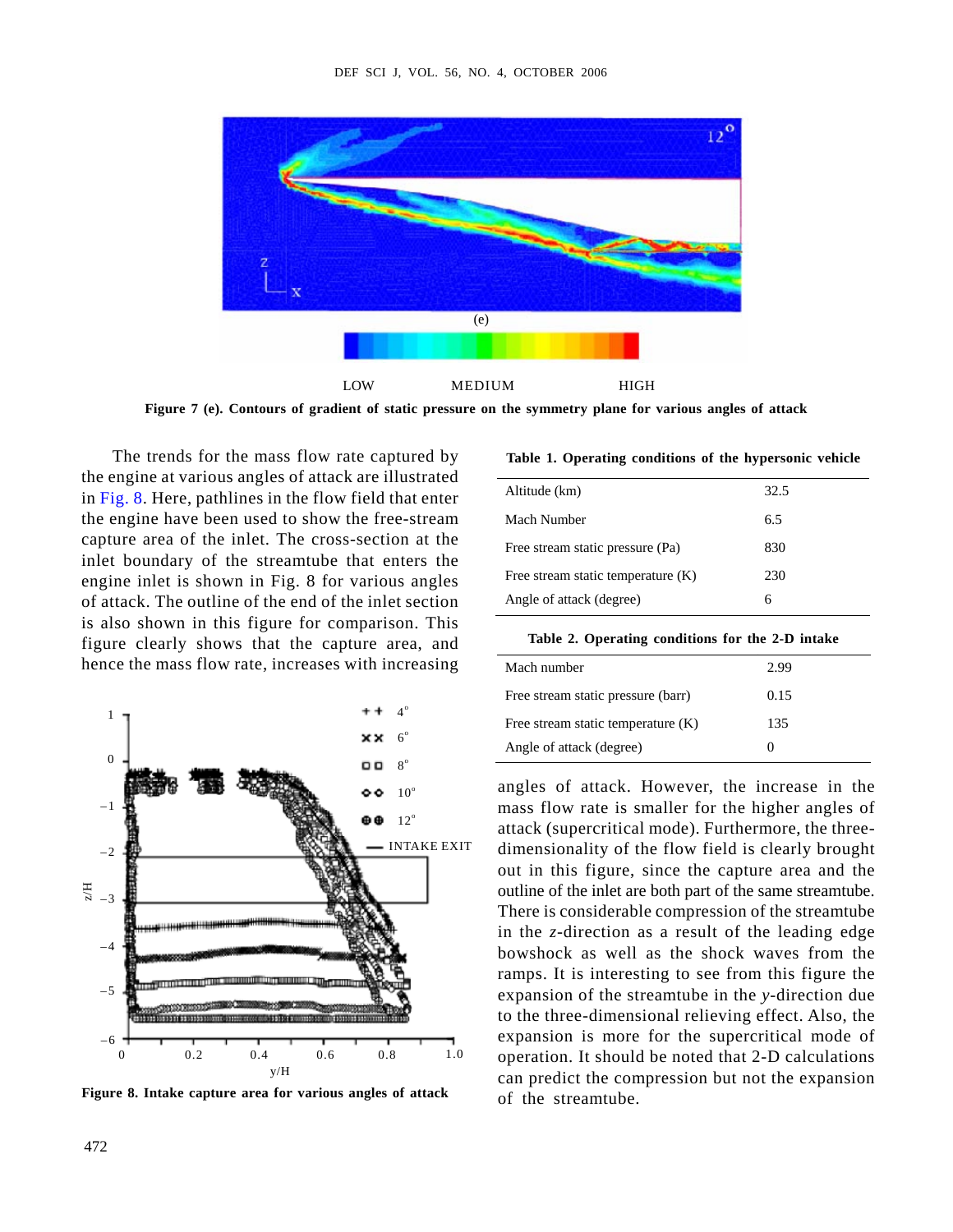Figure 7 (e). Contours of gradient of static pressure on the symmetry plane for various angles of attack

The trends for the mass flow rate captured by the engine at various angles of attack are illustrated in Fig. 8. Here, pathlines in the flow field that enter the engine have been used to show the free-stream capture area of the inlet. The cross-section at the inlet boundary of the streamtube that enters the engine inlet is shown in Fig. 8 for various angles of attack. The outline of the end of the inlet section is also shown in this figure for comparison. This figure clearly shows that the capture area, and hence the mass flow rate, increases with increasing angles of attack. However, the increase in the mass flow rate is smaller for the higher angles of attack (supercritical mode). Furthermore, the three-dimensionality of the flow field is clearly brought out in this figure, since the capture area and the outline of the inlet are both part of the same streamtube. There is considerable compression of the streamtube in the *z*-direction as a result of the leading edge bowshock as well as the shock waves from the ramps. It is interesting to see from this figure the expansion of the streamtube in the *y*-direction due to the three-dimensional relieving effect. Also, the expansion is more for the supercritical mode of operation. It should be noted that 2-D calculations can predict the compression but not the expansion of the streamtube.

Figure 8. Intake capture area for various angles of attack

**Table 1. Operating conditions of the hypersonic vehicle**

| | |
|---|---|
| Altitude (km) | 32.5 |
| Mach Number | 6.5 |
| Free stream static pressure (Pa) | 830 |
| Free stream static temperature (K) | 230 |
| Angle of attack (degree) | 6 |

**Table 2. Operating conditions for the 2-D intake**

| | |
|---|---|
| Mach number | 2.99 |
| Free stream static pressure (barr) | 0.15 |
| Free stream static temperature (K) | 135 |
| Angle of attack (degree) | 0 |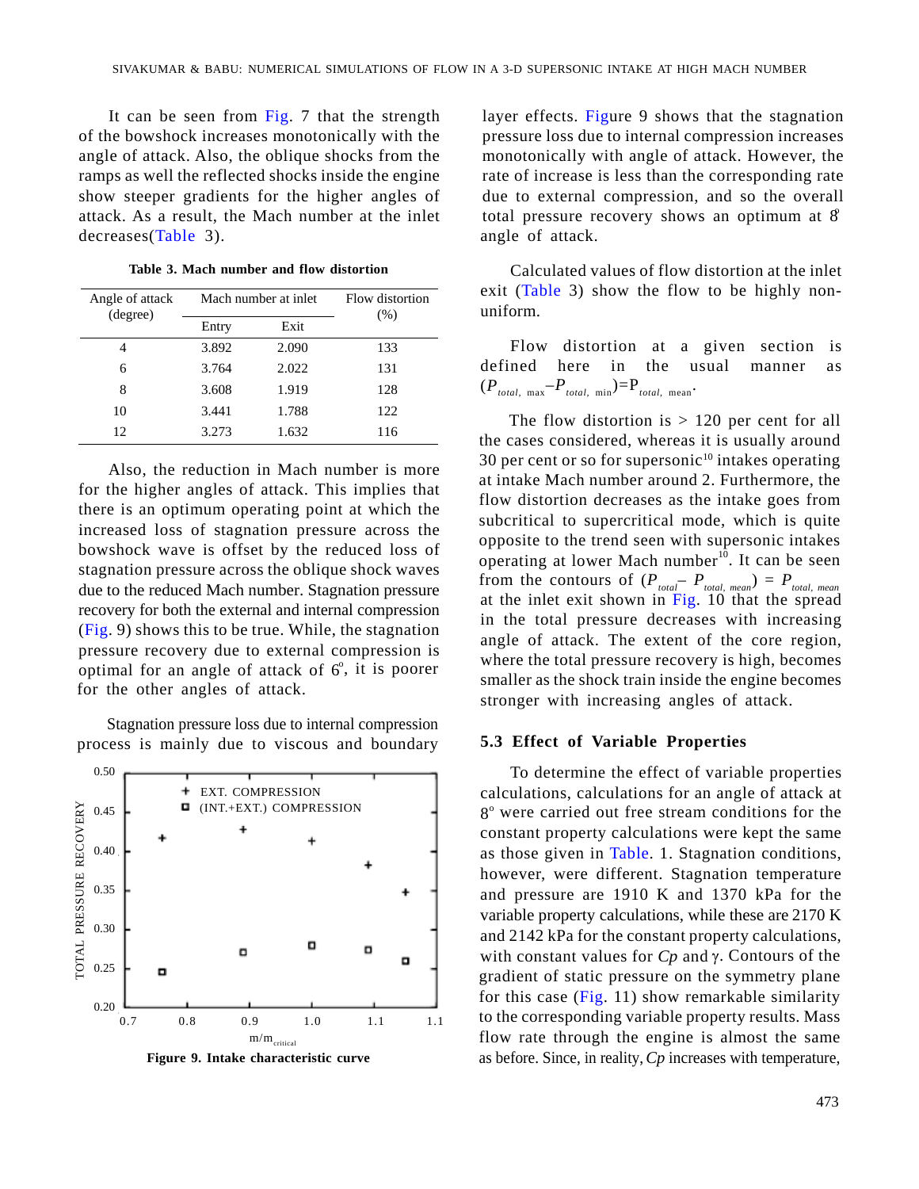It can be seen from Fig. 7 that the strength of the bowshock increases monotonically with the angle of attack. Also, the oblique shocks from the ramps as well the reflected shocks inside the engine show steeper gradients for the higher angles of attack. As a result, the Mach number at the inlet decreases(Table 3).

**Table 3. Mach number and flow distortion**

| Angle of attack (degree) | Mach number at inlet | | Flow distortion (%) |
|---|---|---|---|
| | Entry | Exit | |
| 4 | 3.892 | 2.090 | 133 |
| 6 | 3.764 | 2.022 | 131 |
| 8 | 3.608 | 1.919 | 128 |
| 10 | 3.441 | 1.788 | 122 |
| 12 | 3.273 | 1.632 | 116 |

Also, the reduction in Mach number is more for the higher angles of attack. This implies that there is an optimum operating point at which the increased loss of stagnation pressure across the bowshock wave is offset by the reduced loss of stagnation pressure across the oblique shock waves due to the reduced Mach number. Stagnation pressure recovery for both the external and internal compression (Fig. 9) shows this to be true. While, the stagnation pressure recovery due to external compression is optimal for an angle of attack of 6°, it is poorer for the other angles of attack.

Stagnation pressure loss due to internal compression process is mainly due to viscous and boundary layer effects. Figure 9 shows that the stagnation pressure loss due to internal compression increases monotonically with angle of attack. However, the rate of increase is less than the corresponding rate due to external compression, and so the overall total pressure recovery shows an optimum at 8° angle of attack.

Figure 9. Intake characteristic curve

Calculated values of flow distortion at the inlet exit (Table 3) show the flow to be highly non-uniform.

Flow distortion at a given section is defined here in the usual manner as $(P_{total,\ max} - P_{total,\ min}) = P_{total,\ mean}$.

The flow distortion is > 120 per cent for all the cases considered, whereas it is usually around 30 per cent or so for supersonic[10] intakes operating at intake Mach number around 2. Furthermore, the flow distortion decreases as the intake goes from subcritical to supercritical mode, which is quite opposite to the trend seen with supersonic intakes operating at lower Mach number[10]. It can be seen from the contours of $(P_{total} - P_{total,\ mean}) = P_{total,\ mean}$ at the inlet exit shown in Fig. 10 that the spread in the total pressure decreases with increasing angle of attack. The extent of the core region, where the total pressure recovery is high, becomes smaller as the shock train inside the engine becomes stronger with increasing angles of attack.

### 5.3 Effect of Variable Properties

To determine the effect of variable properties calculations, calculations for an angle of attack at 8° were carried out free stream conditions for the constant property calculations were kept the same as those given in Table. 1. Stagnation conditions, however, were different. Stagnation temperature and pressure are 1910 K and 1370 kPa for the variable property calculations, while these are 2170 K and 2142 kPa for the constant property calculations, with constant values for *Cp* and γ. Contours of the gradient of static pressure on the symmetry plane for this case (Fig. 11) show remarkable similarity to the corresponding variable property results. Mass flow rate through the engine is almost the same as before. Since, in reality, *Cp* increases with temperature,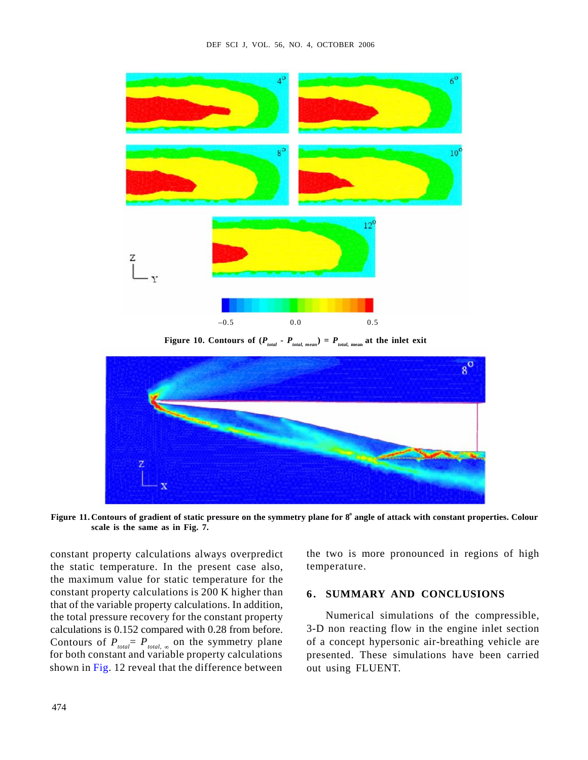Figure 10. Contours of ($P_{total}$ - $P_{total,\ mean}$) = $P_{total,\ mean}$ at the inlet exit

Figure 11. Contours of gradient of static pressure on the symmetry plane for 8° angle of attack with constant properties. Colour scale is the same as in Fig. 7.

constant property calculations always overpredict the static temperature. In the present case also, the maximum value for static temperature for the constant property calculations is 200 K higher than that of the variable property calculations. In addition, the total pressure recovery for the constant property calculations is 0.152 compared with 0.28 from before. Contours of $P_{total}$= $P_{total,\ \infty}$ on the symmetry plane for both constant and variable property calculations shown in Fig. 12 reveal that the difference between the two is more pronounced in regions of high temperature.

## 6. SUMMARY AND CONCLUSIONS

Numerical simulations of the compressible, 3-D non reacting flow in the engine inlet section of a concept hypersonic air-breathing vehicle are presented. These simulations have been carried out using FLUENT.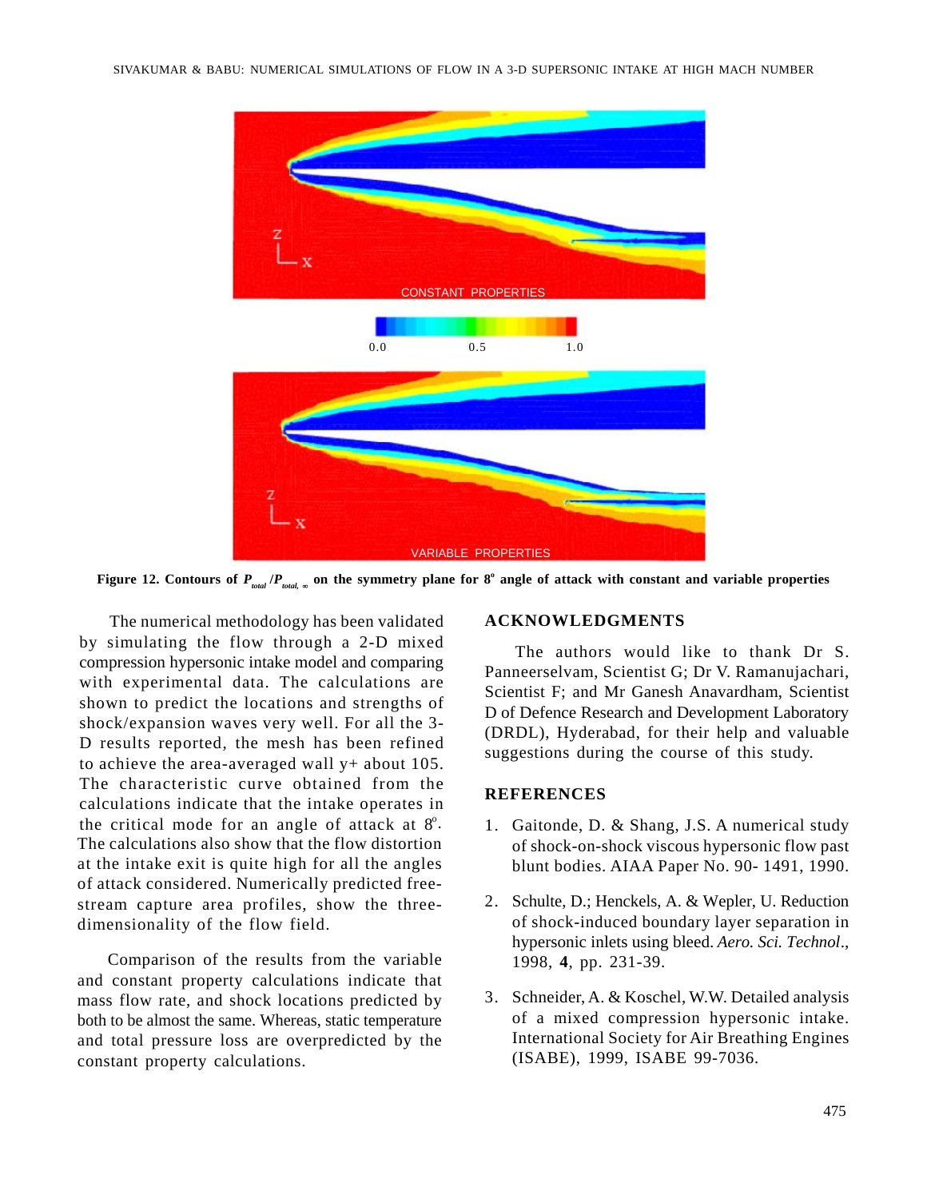Figure 12. Contours of $P_{total} / P_{total,\infty}$ on the symmetry plane for 8° angle of attack with constant and variable properties

The numerical methodology has been validated by simulating the flow through a 2-D mixed compression hypersonic intake model and comparing with experimental data. The calculations are shown to predict the locations and strengths of shock/expansion waves very well. For all the 3-D results reported, the mesh has been refined to achieve the area-averaged wall y+ about 105. The characteristic curve obtained from the calculations indicate that the intake operates in the critical mode for an angle of attack at 8°. The calculations also show that the flow distortion at the intake exit is quite high for all the angles of attack considered. Numerically predicted free-stream capture area profiles, show the three-dimensionality of the flow field.

Comparison of the results from the variable and constant property calculations indicate that mass flow rate, and shock locations predicted by both to be almost the same. Whereas, static temperature and total pressure loss are overpredicted by the constant property calculations.

## ACKNOWLEDGMENTS

The authors would like to thank Dr S. Panneerselvam, Scientist G; Dr V. Ramanujachari, Scientist F; and Mr Ganesh Anavardham, Scientist D of Defence Research and Development Laboratory (DRDL), Hyderabad, for their help and valuable suggestions during the course of this study.

## REFERENCES

1. Gaitonde, D. & Shang, J.S. A numerical study of shock-on-shock viscous hypersonic flow past blunt bodies. AIAA Paper No. 90- 1491, 1990.

2. Schulte, D.; Henckels, A. & Wepler, U. Reduction of shock-induced boundary layer separation in hypersonic inlets using bleed. *Aero. Sci. Technol*., 1998, **4**, pp. 231-39.

3. Schneider, A. & Koschel, W.W. Detailed analysis of a mixed compression hypersonic intake. International Society for Air Breathing Engines (ISABE), 1999, ISABE 99-7036.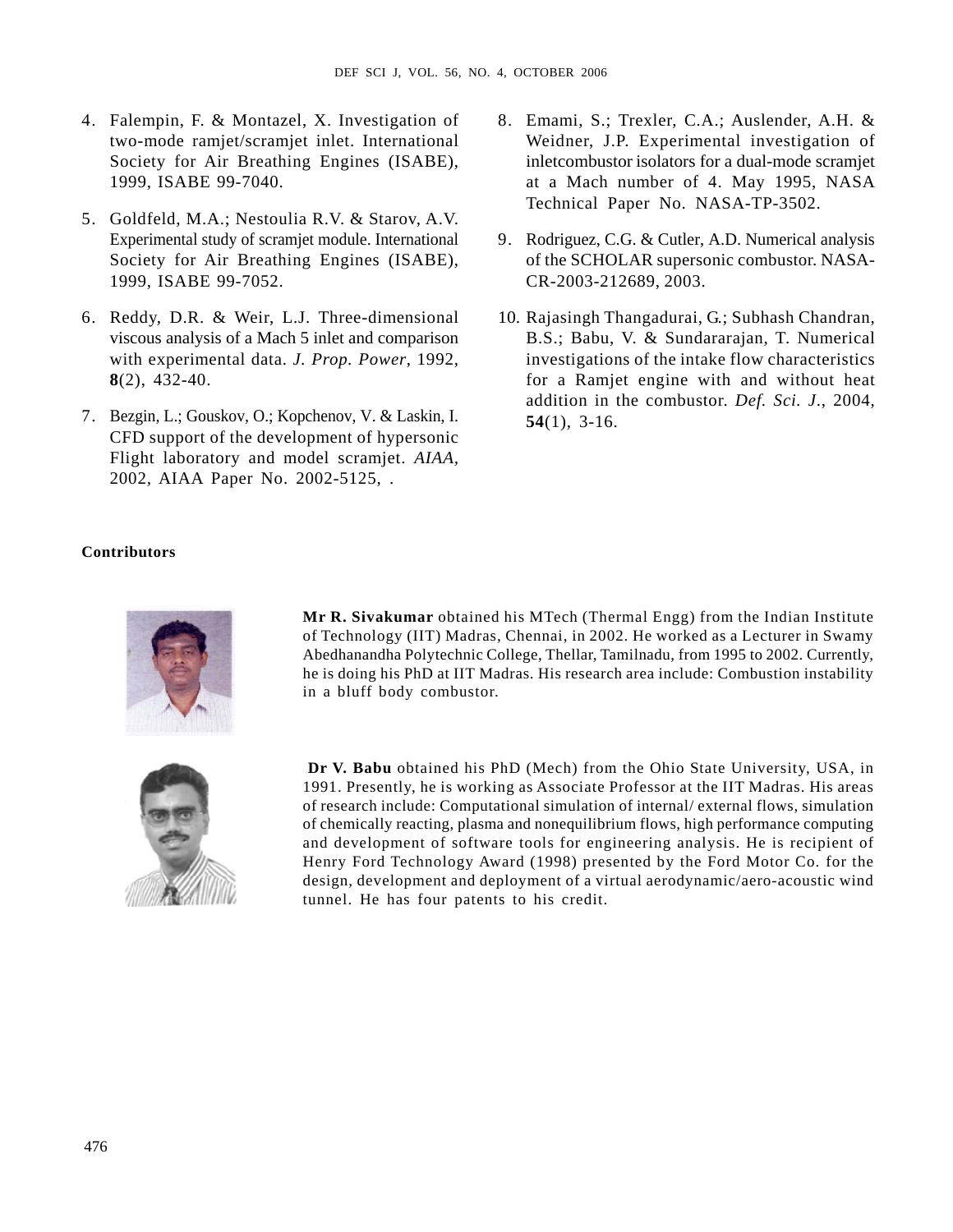4. Falempin, F. & Montazel, X. Investigation of two-mode ramjet/scramjet inlet. International Society for Air Breathing Engines (ISABE), 1999, ISABE 99-7040.

5. Goldfeld, M.A.; Nestoulia R.V. & Starov, A.V. Experimental study of scramjet module. International Society for Air Breathing Engines (ISABE), 1999, ISABE 99-7052.

6. Reddy, D.R. & Weir, L.J. Three-dimensional viscous analysis of a Mach 5 inlet and comparison with experimental data. *J. Prop. Power*, 1992, **8**(2), 432-40.

7. Bezgin, L.; Gouskov, O.; Kopchenov, V. & Laskin, I. CFD support of the development of hypersonic Flight laboratory and model scramjet. *AIAA*, 2002, AIAA Paper No. 2002-5125, .

8. Emami, S.; Trexler, C.A.; Auslender, A.H. & Weidner, J.P. Experimental investigation of inletcombustor isolators for a dual-mode scramjet at a Mach number of 4. May 1995, NASA Technical Paper No. NASA-TP-3502.

9. Rodriguez, C.G. & Cutler, A.D. Numerical analysis of the SCHOLAR supersonic combustor. NASA-CR-2003-212689, 2003.

10. Rajasingh Thangadurai, G.; Subhash Chandran, B.S.; Babu, V. & Sundararajan, T. Numerical investigations of the intake flow characteristics for a Ramjet engine with and without heat addition in the combustor. *Def. Sci. J*., 2004, **54**(1), 3-16.

**Contributors**

**Mr R. Sivakumar** obtained his MTech (Thermal Engg) from the Indian Institute of Technology (IIT) Madras, Chennai, in 2002. He worked as a Lecturer in Swamy Abedhanandha Polytechnic College, Thellar, Tamilnadu, from 1995 to 2002. Currently, he is doing his PhD at IIT Madras. His research area include: Combustion instability in a bluff body combustor.

**Dr V. Babu** obtained his PhD (Mech) from the Ohio State University, USA, in 1991. Presently, he is working as Associate Professor at the IIT Madras. His areas of research include: Computational simulation of internal/ external flows, simulation of chemically reacting, plasma and nonequilibrium flows, high performance computing and development of software tools for engineering analysis. He is recipient of Henry Ford Technology Award (1998) presented by the Ford Motor Co. for the design, development and deployment of a virtual aerodynamic/aero-acoustic wind tunnel. He has four patents to his credit.